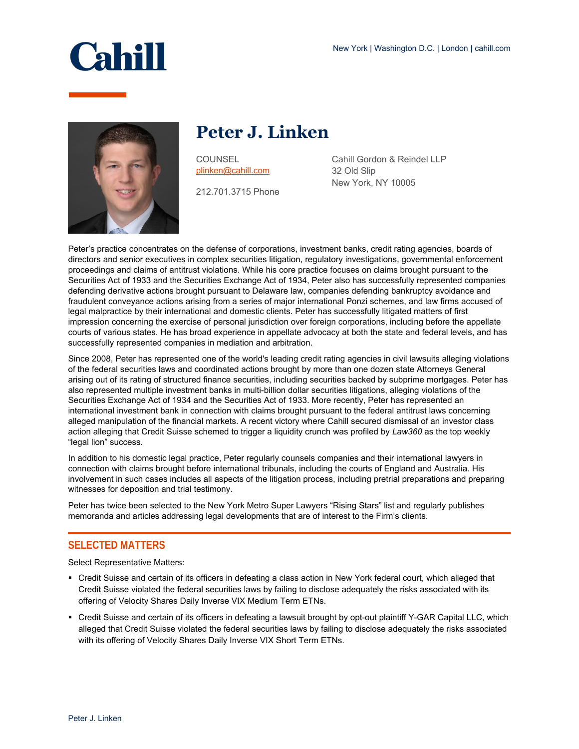# Peter J. Linken

COUNSEL
plinken@cahill.com

212.701.3715 Phone

Cahill Gordon & Reindel LLP
32 Old Slip
New York, NY 10005

Peter's practice concentrates on the defense of corporations, investment banks, credit rating agencies, boards of directors and senior executives in complex securities litigation, regulatory investigations, governmental enforcement proceedings and claims of antitrust violations. While his core practice focuses on claims brought pursuant to the Securities Act of 1933 and the Securities Exchange Act of 1934, Peter also has successfully represented companies defending derivative actions brought pursuant to Delaware law, companies defending bankruptcy avoidance and fraudulent conveyance actions arising from a series of major international Ponzi schemes, and law firms accused of legal malpractice by their international and domestic clients. Peter has successfully litigated matters of first impression concerning the exercise of personal jurisdiction over foreign corporations, including before the appellate courts of various states. He has broad experience in appellate advocacy at both the state and federal levels, and has successfully represented companies in mediation and arbitration.

Since 2008, Peter has represented one of the world's leading credit rating agencies in civil lawsuits alleging violations of the federal securities laws and coordinated actions brought by more than one dozen state Attorneys General arising out of its rating of structured finance securities, including securities backed by subprime mortgages. Peter has also represented multiple investment banks in multi-billion dollar securities litigations, alleging violations of the Securities Exchange Act of 1934 and the Securities Act of 1933. More recently, Peter has represented an international investment bank in connection with claims brought pursuant to the federal antitrust laws concerning alleged manipulation of the financial markets. A recent victory where Cahill secured dismissal of an investor class action alleging that Credit Suisse schemed to trigger a liquidity crunch was profiled by *Law360* as the top weekly "legal lion" success.

In addition to his domestic legal practice, Peter regularly counsels companies and their international lawyers in connection with claims brought before international tribunals, including the courts of England and Australia. His involvement in such cases includes all aspects of the litigation process, including pretrial preparations and preparing witnesses for deposition and trial testimony.

Peter has twice been selected to the New York Metro Super Lawyers "Rising Stars" list and regularly publishes memoranda and articles addressing legal developments that are of interest to the Firm's clients.

## SELECTED MATTERS

Select Representative Matters:

- Credit Suisse and certain of its officers in defeating a class action in New York federal court, which alleged that Credit Suisse violated the federal securities laws by failing to disclose adequately the risks associated with its offering of Velocity Shares Daily Inverse VIX Medium Term ETNs.
- Credit Suisse and certain of its officers in defeating a lawsuit brought by opt-out plaintiff Y-GAR Capital LLC, which alleged that Credit Suisse violated the federal securities laws by failing to disclose adequately the risks associated with its offering of Velocity Shares Daily Inverse VIX Short Term ETNs.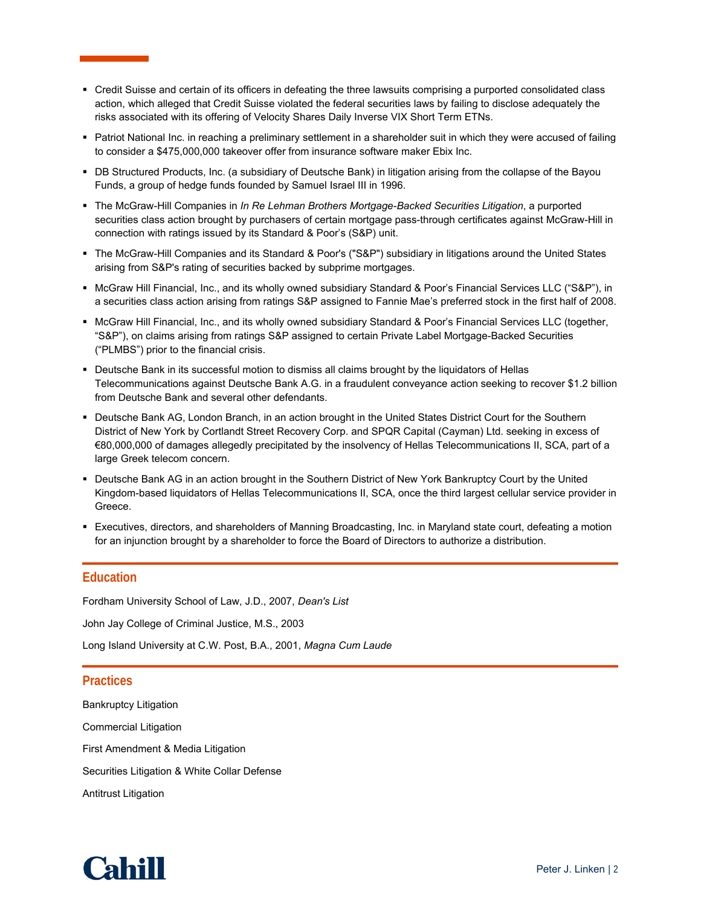- Credit Suisse and certain of its officers in defeating the three lawsuits comprising a purported consolidated class action, which alleged that Credit Suisse violated the federal securities laws by failing to disclose adequately the risks associated with its offering of Velocity Shares Daily Inverse VIX Short Term ETNs.
- Patriot National Inc. in reaching a preliminary settlement in a shareholder suit in which they were accused of failing to consider a $475,000,000 takeover offer from insurance software maker Ebix Inc.
- DB Structured Products, Inc. (a subsidiary of Deutsche Bank) in litigation arising from the collapse of the Bayou Funds, a group of hedge funds founded by Samuel Israel III in 1996.
- The McGraw-Hill Companies in *In Re Lehman Brothers Mortgage-Backed Securities Litigation*, a purported securities class action brought by purchasers of certain mortgage pass-through certificates against McGraw-Hill in connection with ratings issued by its Standard & Poor's (S&P) unit.
- The McGraw-Hill Companies and its Standard & Poor's ("S&P") subsidiary in litigations around the United States arising from S&P's rating of securities backed by subprime mortgages.
- McGraw Hill Financial, Inc., and its wholly owned subsidiary Standard & Poor's Financial Services LLC ("S&P"), in a securities class action arising from ratings S&P assigned to Fannie Mae's preferred stock in the first half of 2008.
- McGraw Hill Financial, Inc., and its wholly owned subsidiary Standard & Poor's Financial Services LLC (together, "S&P"), on claims arising from ratings S&P assigned to certain Private Label Mortgage-Backed Securities ("PLMBS") prior to the financial crisis.
- Deutsche Bank in its successful motion to dismiss all claims brought by the liquidators of Hellas Telecommunications against Deutsche Bank A.G. in a fraudulent conveyance action seeking to recover $1.2 billion from Deutsche Bank and several other defendants.
- Deutsche Bank AG, London Branch, in an action brought in the United States District Court for the Southern District of New York by Cortlandt Street Recovery Corp. and SPQR Capital (Cayman) Ltd. seeking in excess of €80,000,000 of damages allegedly precipitated by the insolvency of Hellas Telecommunications II, SCA, part of a large Greek telecom concern.
- Deutsche Bank AG in an action brought in the Southern District of New York Bankruptcy Court by the United Kingdom-based liquidators of Hellas Telecommunications II, SCA, once the third largest cellular service provider in Greece.
- Executives, directors, and shareholders of Manning Broadcasting, Inc. in Maryland state court, defeating a motion for an injunction brought by a shareholder to force the Board of Directors to authorize a distribution.

## Education

Fordham University School of Law, J.D., 2007, *Dean's List*

John Jay College of Criminal Justice, M.S., 2003

Long Island University at C.W. Post, B.A., 2001, *Magna Cum Laude*

## Practices

Bankruptcy Litigation

Commercial Litigation

First Amendment & Media Litigation

Securities Litigation & White Collar Defense

Antitrust Litigation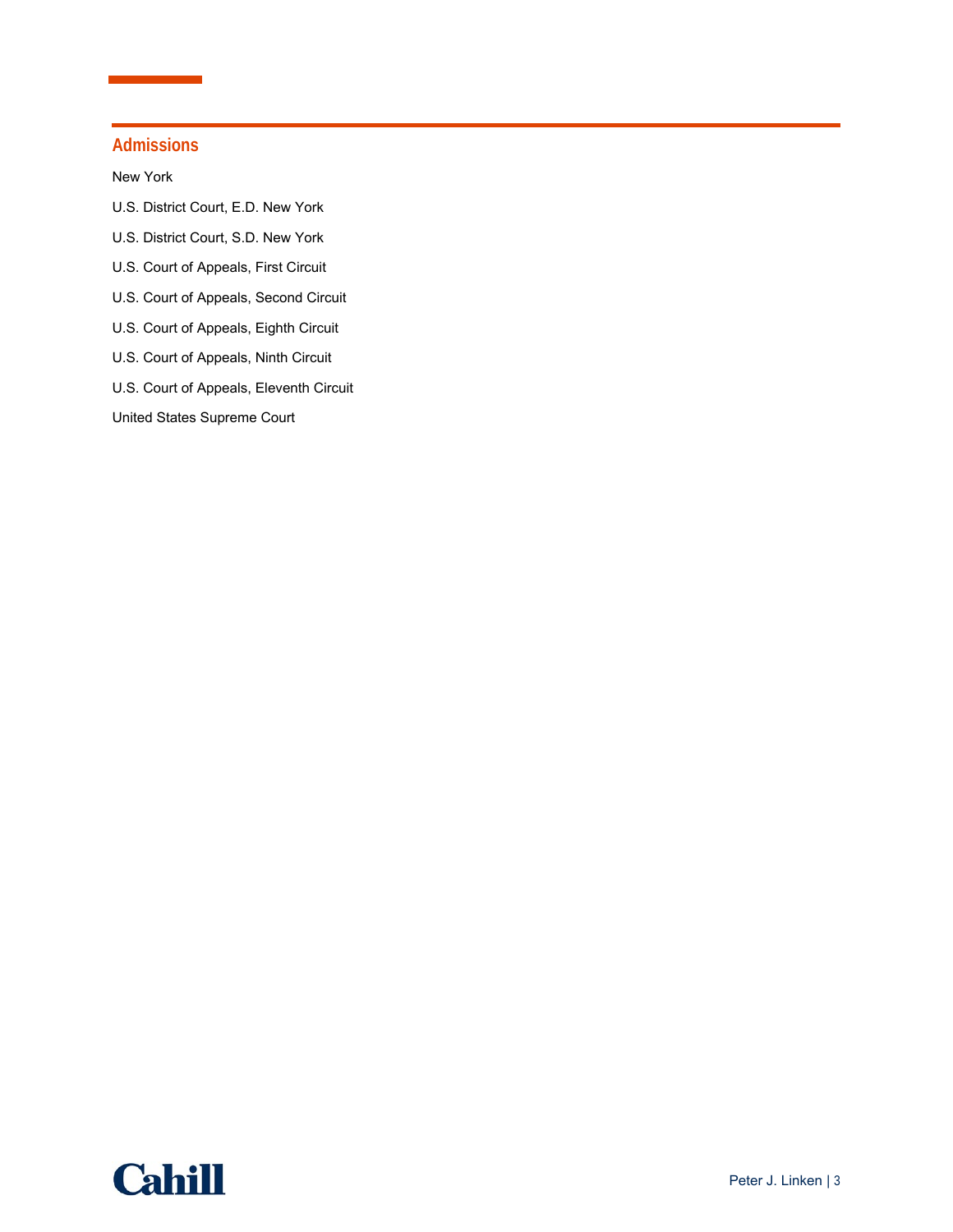## Admissions

New York

U.S. District Court, E.D. New York

U.S. District Court, S.D. New York

U.S. Court of Appeals, First Circuit

U.S. Court of Appeals, Second Circuit

U.S. Court of Appeals, Eighth Circuit

U.S. Court of Appeals, Ninth Circuit

U.S. Court of Appeals, Eleventh Circuit

United States Supreme Court